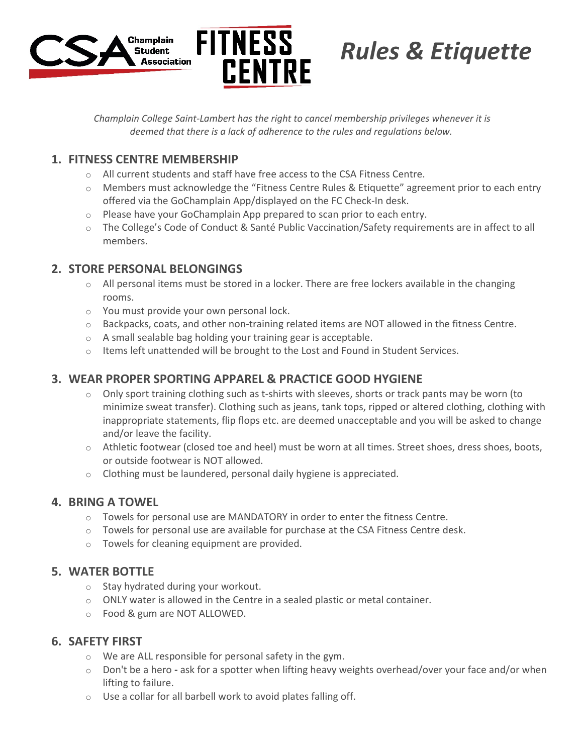# Rules & Etiquette

*Champlain College Saint-Lambert has the right to cancel membership privileges whenever it is deemed that there is a lack of adherence to the rules and regulations below.*

## 1. FITNESS CENTRE MEMBERSHIP

- All current students and staff have free access to the CSA Fitness Centre.
- Members must acknowledge the "Fitness Centre Rules & Etiquette" agreement prior to each entry offered via the GoChamplain App/displayed on the FC Check-In desk.
- Please have your GoChamplain App prepared to scan prior to each entry.
- The College's Code of Conduct & Santé Public Vaccination/Safety requirements are in affect to all members.

## 2. STORE PERSONAL BELONGINGS

- All personal items must be stored in a locker. There are free lockers available in the changing rooms.
- You must provide your own personal lock.
- Backpacks, coats, and other non-training related items are NOT allowed in the fitness Centre.
- A small sealable bag holding your training gear is acceptable.
- Items left unattended will be brought to the Lost and Found in Student Services.

## 3. WEAR PROPER SPORTING APPAREL & PRACTICE GOOD HYGIENE

- Only sport training clothing such as t-shirts with sleeves, shorts or track pants may be worn (to minimize sweat transfer). Clothing such as jeans, tank tops, ripped or altered clothing, clothing with inappropriate statements, flip flops etc. are deemed unacceptable and you will be asked to change and/or leave the facility.
- Athletic footwear (closed toe and heel) must be worn at all times. Street shoes, dress shoes, boots, or outside footwear is NOT allowed.
- Clothing must be laundered, personal daily hygiene is appreciated.

## 4. BRING A TOWEL

- Towels for personal use are MANDATORY in order to enter the fitness Centre.
- Towels for personal use are available for purchase at the CSA Fitness Centre desk.
- Towels for cleaning equipment are provided.

## 5. WATER BOTTLE

- Stay hydrated during your workout.
- ONLY water is allowed in the Centre in a sealed plastic or metal container.
- Food & gum are NOT ALLOWED.

## 6. SAFETY FIRST

- We are ALL responsible for personal safety in the gym.
- Don't be a hero **-** ask for a spotter when lifting heavy weights overhead/over your face and/or when lifting to failure.
- Use a collar for all barbell work to avoid plates falling off.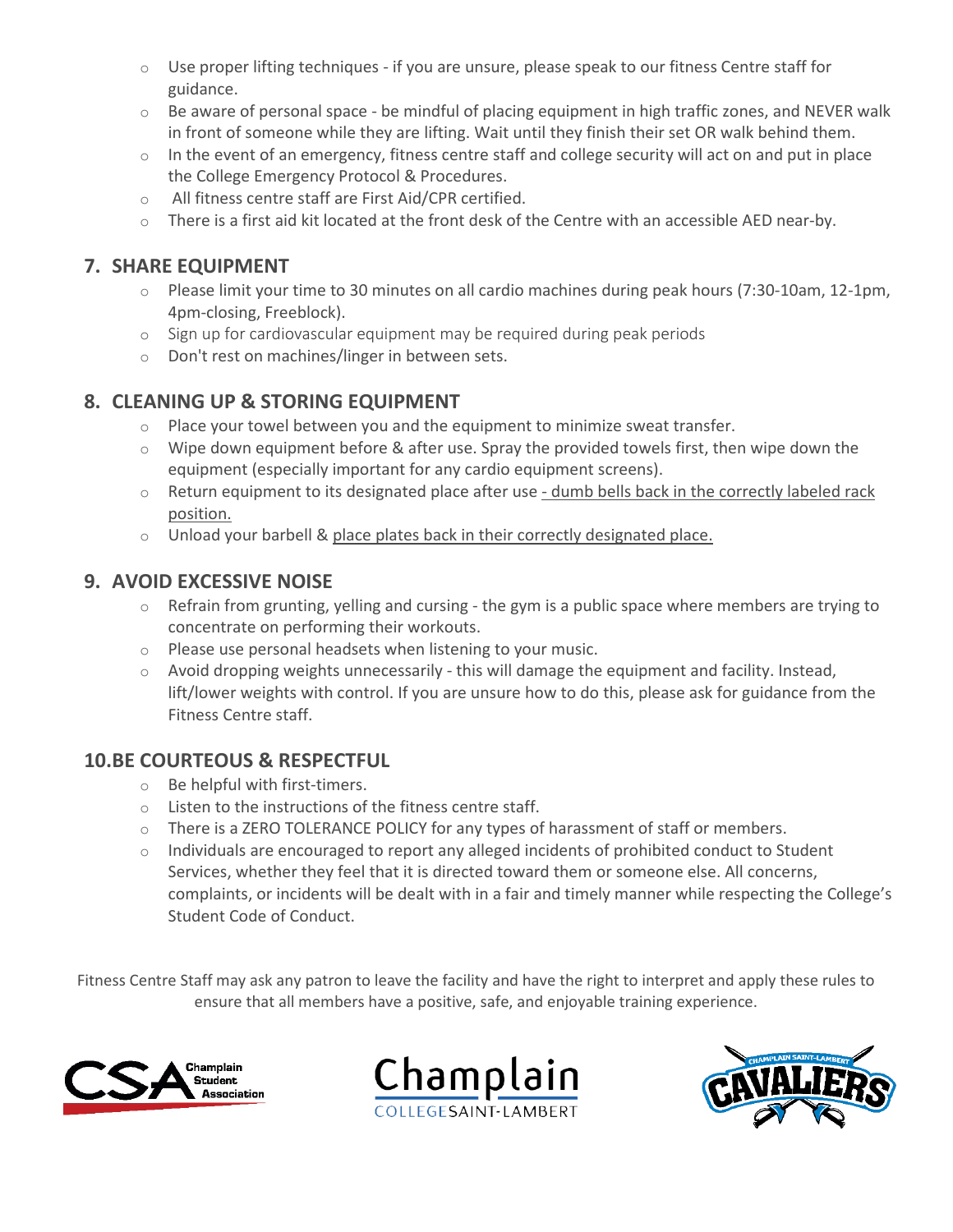- Use proper lifting techniques - if you are unsure, please speak to our fitness Centre staff for guidance.
- Be aware of personal space - be mindful of placing equipment in high traffic zones, and NEVER walk in front of someone while they are lifting. Wait until they finish their set OR walk behind them.
- In the event of an emergency, fitness centre staff and college security will act on and put in place the College Emergency Protocol & Procedures.
- All fitness centre staff are First Aid/CPR certified.
- There is a first aid kit located at the front desk of the Centre with an accessible AED near-by.

## 7. SHARE EQUIPMENT

- Please limit your time to 30 minutes on all cardio machines during peak hours (7:30-10am, 12-1pm, 4pm-closing, Freeblock).
- Sign up for cardiovascular equipment may be required during peak periods
- Don't rest on machines/linger in between sets.

## 8. CLEANING UP & STORING EQUIPMENT

- Place your towel between you and the equipment to minimize sweat transfer.
- Wipe down equipment before & after use. Spray the provided towels first, then wipe down the equipment (especially important for any cardio equipment screens).
- Return equipment to its designated place after use - dumb bells back in the correctly labeled rack position.
- Unload your barbell & place plates back in their correctly designated place.

## 9. AVOID EXCESSIVE NOISE

- Refrain from grunting, yelling and cursing - the gym is a public space where members are trying to concentrate on performing their workouts.
- Please use personal headsets when listening to your music.
- Avoid dropping weights unnecessarily - this will damage the equipment and facility. Instead, lift/lower weights with control. If you are unsure how to do this, please ask for guidance from the Fitness Centre staff.

## 10. BE COURTEOUS & RESPECTFUL

- Be helpful with first-timers.
- Listen to the instructions of the fitness centre staff.
- There is a ZERO TOLERANCE POLICY for any types of harassment of staff or members.
- Individuals are encouraged to report any alleged incidents of prohibited conduct to Student Services, whether they feel that it is directed toward them or someone else. All concerns, complaints, or incidents will be dealt with in a fair and timely manner while respecting the College's Student Code of Conduct.

Fitness Centre Staff may ask any patron to leave the facility and have the right to interpret and apply these rules to ensure that all members have a positive, safe, and enjoyable training experience.

CSA Champlain Student Association

Champlain COLLEGE SAINT-LAMBERT

CHAMPLAIN SAINT-LAMBERT CAVALIERS